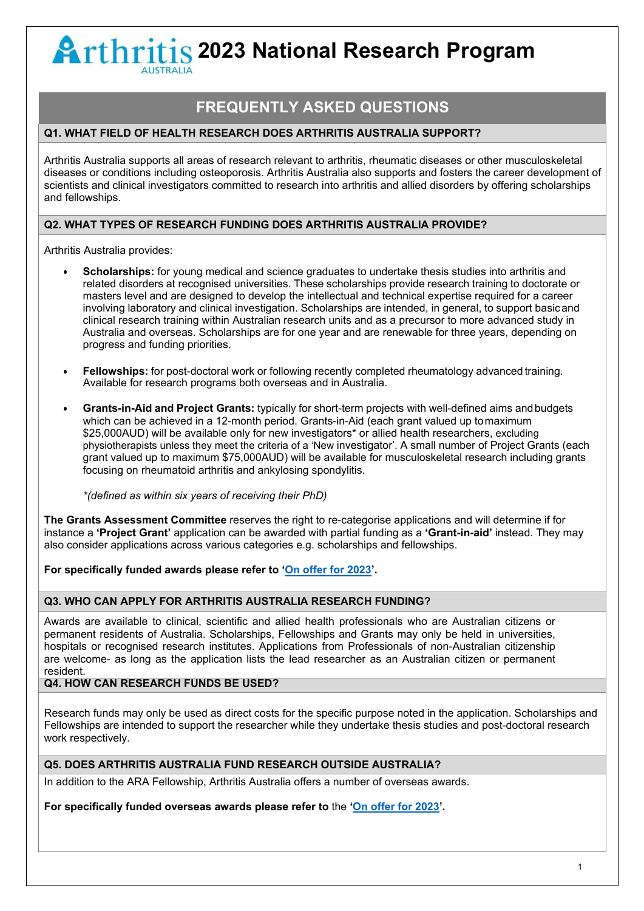# Arthritis Australia 2023 National Research Program

## FREQUENTLY ASKED QUESTIONS

### Q1. WHAT FIELD OF HEALTH RESEARCH DOES ARTHRITIS AUSTRALIA SUPPORT?

Arthritis Australia supports all areas of research relevant to arthritis, rheumatic diseases or other musculoskeletal diseases or conditions including osteoporosis. Arthritis Australia also supports and fosters the career development of scientists and clinical investigators committed to research into arthritis and allied disorders by offering scholarships and fellowships.

### Q2. WHAT TYPES OF RESEARCH FUNDING DOES ARTHRITIS AUSTRALIA PROVIDE?

Arthritis Australia provides:

- **Scholarships:** for young medical and science graduates to undertake thesis studies into arthritis and related disorders at recognised universities. These scholarships provide research training to doctorate or masters level and are designed to develop the intellectual and technical expertise required for a career involving laboratory and clinical investigation. Scholarships are intended, in general, to support basic and clinical research training within Australian research units and as a precursor to more advanced study in Australia and overseas. Scholarships are for one year and are renewable for three years, depending on progress and funding priorities.

- **Fellowships:** for post-doctoral work or following recently completed rheumatology advanced training. Available for research programs both overseas and in Australia.

- **Grants-in-Aid and Project Grants:** typically for short-term projects with well-defined aims and budgets which can be achieved in a 12-month period. Grants-in-Aid (each grant valued up to maximum $25,000AUD) will be available only for new investigators* or allied health researchers, excluding physiotherapists unless they meet the criteria of a 'New investigator'. A small number of Project Grants (each grant valued up to maximum $75,000AUD) will be available for musculoskeletal research including grants focusing on rheumatoid arthritis and ankylosing spondylitis.

  *\*(defined as within six years of receiving their PhD)*

**The Grants Assessment Committee** reserves the right to re-categorise applications and will determine if for instance a **'Project Grant'** application can be awarded with partial funding as a **'Grant-in-aid'** instead. They may also consider applications across various categories e.g. scholarships and fellowships.

**For specifically funded awards please refer to '[On offer for 2023](#)'.**

### Q3. WHO CAN APPLY FOR ARTHRITIS AUSTRALIA RESEARCH FUNDING?

Awards are available to clinical, scientific and allied health professionals who are Australian citizens or permanent residents of Australia. Scholarships, Fellowships and Grants may only be held in universities, hospitals or recognised research institutes. Applications from Professionals of non-Australian citizenship are welcome- as long as the application lists the lead researcher as an Australian citizen or permanent resident.

### Q4. HOW CAN RESEARCH FUNDS BE USED?

Research funds may only be used as direct costs for the specific purpose noted in the application. Scholarships and Fellowships are intended to support the researcher while they undertake thesis studies and post-doctoral research work respectively.

### Q5. DOES ARTHRITIS AUSTRALIA FUND RESEARCH OUTSIDE AUSTRALIA?

In addition to the ARA Fellowship, Arthritis Australia offers a number of overseas awards.

**For specifically funded overseas awards please refer to** the **'[On offer for 2023](#)'.**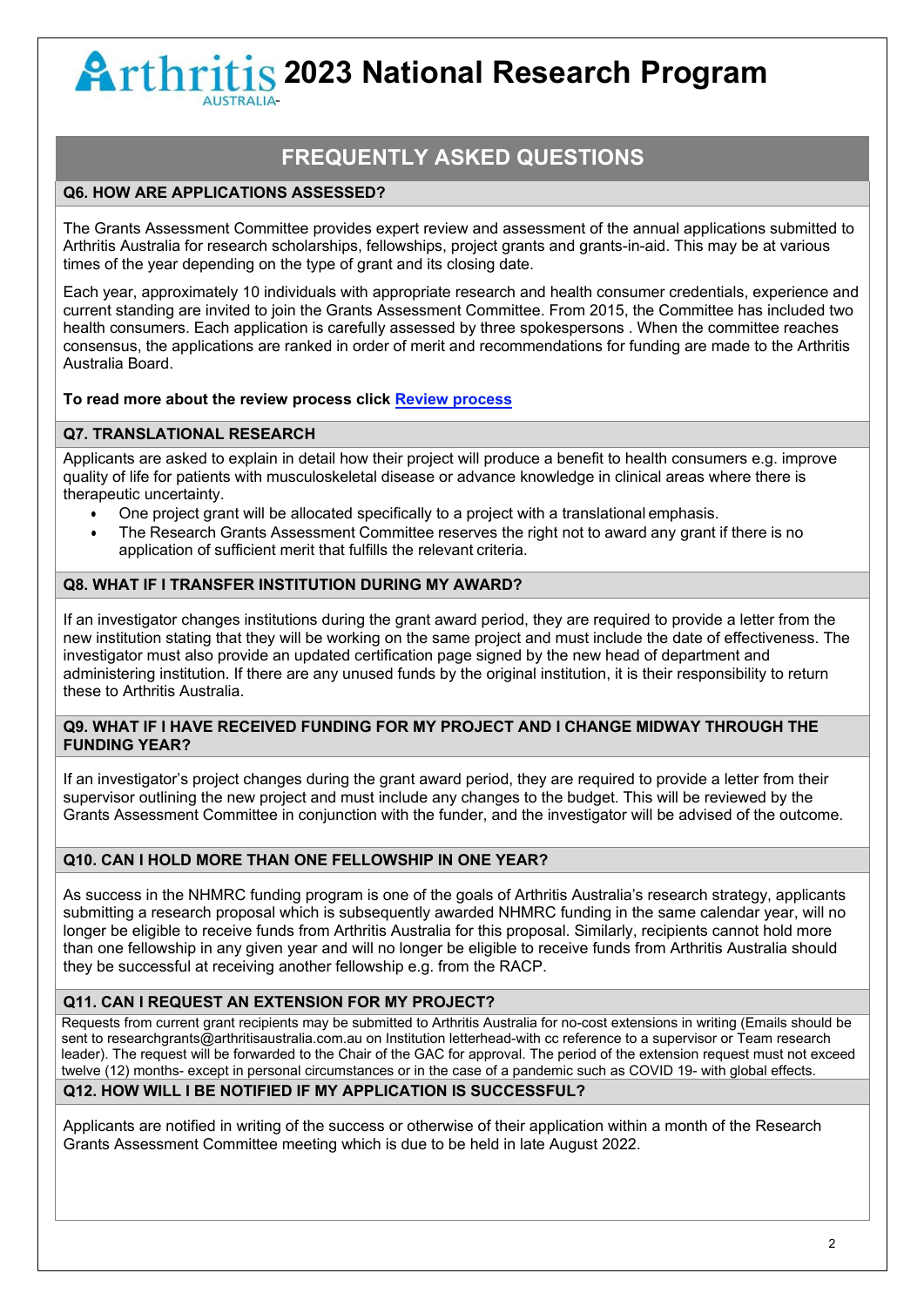# Arthritis Australia 2023 National Research Program

## FREQUENTLY ASKED QUESTIONS

### Q6. HOW ARE APPLICATIONS ASSESSED?

The Grants Assessment Committee provides expert review and assessment of the annual applications submitted to Arthritis Australia for research scholarships, fellowships, project grants and grants-in-aid. This may be at various times of the year depending on the type of grant and its closing date.

Each year, approximately 10 individuals with appropriate research and health consumer credentials, experience and current standing are invited to join the Grants Assessment Committee. From 2015, the Committee has included two health consumers. Each application is carefully assessed by three spokespersons . When the committee reaches consensus, the applications are ranked in order of merit and recommendations for funding are made to the Arthritis Australia Board.

**To read more about the review process click Review process**

### Q7. TRANSLATIONAL RESEARCH

Applicants are asked to explain in detail how their project will produce a benefit to health consumers e.g. improve quality of life for patients with musculoskeletal disease or advance knowledge in clinical areas where there is therapeutic uncertainty.

- One project grant will be allocated specifically to a project with a translational emphasis.
- The Research Grants Assessment Committee reserves the right not to award any grant if there is no application of sufficient merit that fulfills the relevant criteria.

### Q8. WHAT IF I TRANSFER INSTITUTION DURING MY AWARD?

If an investigator changes institutions during the grant award period, they are required to provide a letter from the new institution stating that they will be working on the same project and must include the date of effectiveness. The investigator must also provide an updated certification page signed by the new head of department and administering institution. If there are any unused funds by the original institution, it is their responsibility to return these to Arthritis Australia.

### Q9. WHAT IF I HAVE RECEIVED FUNDING FOR MY PROJECT AND I CHANGE MIDWAY THROUGH THE FUNDING YEAR?

If an investigator's project changes during the grant award period, they are required to provide a letter from their supervisor outlining the new project and must include any changes to the budget. This will be reviewed by the Grants Assessment Committee in conjunction with the funder, and the investigator will be advised of the outcome.

### Q10. CAN I HOLD MORE THAN ONE FELLOWSHIP IN ONE YEAR?

As success in the NHMRC funding program is one of the goals of Arthritis Australia's research strategy, applicants submitting a research proposal which is subsequently awarded NHMRC funding in the same calendar year, will no longer be eligible to receive funds from Arthritis Australia for this proposal. Similarly, recipients cannot hold more than one fellowship in any given year and will no longer be eligible to receive funds from Arthritis Australia should they be successful at receiving another fellowship e.g. from the RACP.

### Q11. CAN I REQUEST AN EXTENSION FOR MY PROJECT?

Requests from current grant recipients may be submitted to Arthritis Australia for no-cost extensions in writing (Emails should be sent to researchgrants@arthritisaustralia.com.au on Institution letterhead-with cc reference to a supervisor or Team research leader). The request will be forwarded to the Chair of the GAC for approval. The period of the extension request must not exceed twelve (12) months- except in personal circumstances or in the case of a pandemic such as COVID 19- with global effects.

### Q12. HOW WILL I BE NOTIFIED IF MY APPLICATION IS SUCCESSFUL?

Applicants are notified in writing of the success or otherwise of their application within a month of the Research Grants Assessment Committee meeting which is due to be held in late August 2022.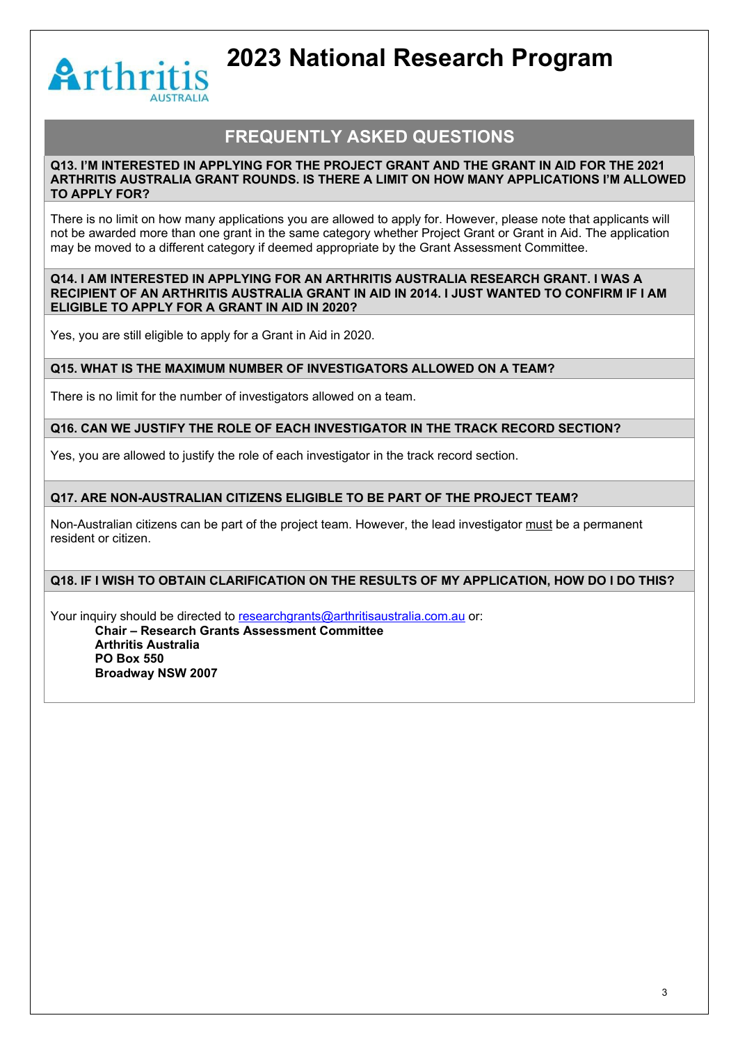# 2023 National Research Program

## FREQUENTLY ASKED QUESTIONS

**Q13. I'M INTERESTED IN APPLYING FOR THE PROJECT GRANT AND THE GRANT IN AID FOR THE 2021 ARTHRITIS AUSTRALIA GRANT ROUNDS. IS THERE A LIMIT ON HOW MANY APPLICATIONS I'M ALLOWED TO APPLY FOR?**

There is no limit on how many applications you are allowed to apply for. However, please note that applicants will not be awarded more than one grant in the same category whether Project Grant or Grant in Aid. The application may be moved to a different category if deemed appropriate by the Grant Assessment Committee.

**Q14. I AM INTERESTED IN APPLYING FOR AN ARTHRITIS AUSTRALIA RESEARCH GRANT. I WAS A RECIPIENT OF AN ARTHRITIS AUSTRALIA GRANT IN AID IN 2014. I JUST WANTED TO CONFIRM IF I AM ELIGIBLE TO APPLY FOR A GRANT IN AID IN 2020?**

Yes, you are still eligible to apply for a Grant in Aid in 2020.

**Q15. WHAT IS THE MAXIMUM NUMBER OF INVESTIGATORS ALLOWED ON A TEAM?**

There is no limit for the number of investigators allowed on a team.

**Q16. CAN WE JUSTIFY THE ROLE OF EACH INVESTIGATOR IN THE TRACK RECORD SECTION?**

Yes, you are allowed to justify the role of each investigator in the track record section.

**Q17. ARE NON-AUSTRALIAN CITIZENS ELIGIBLE TO BE PART OF THE PROJECT TEAM?**

Non-Australian citizens can be part of the project team. However, the lead investigator must be a permanent resident or citizen.

**Q18. IF I WISH TO OBTAIN CLARIFICATION ON THE RESULTS OF MY APPLICATION, HOW DO I DO THIS?**

Your inquiry should be directed to researchgrants@arthritisaustralia.com.au or:

**Chair – Research Grants Assessment Committee**
**Arthritis Australia**
**PO Box 550**
**Broadway NSW 2007**